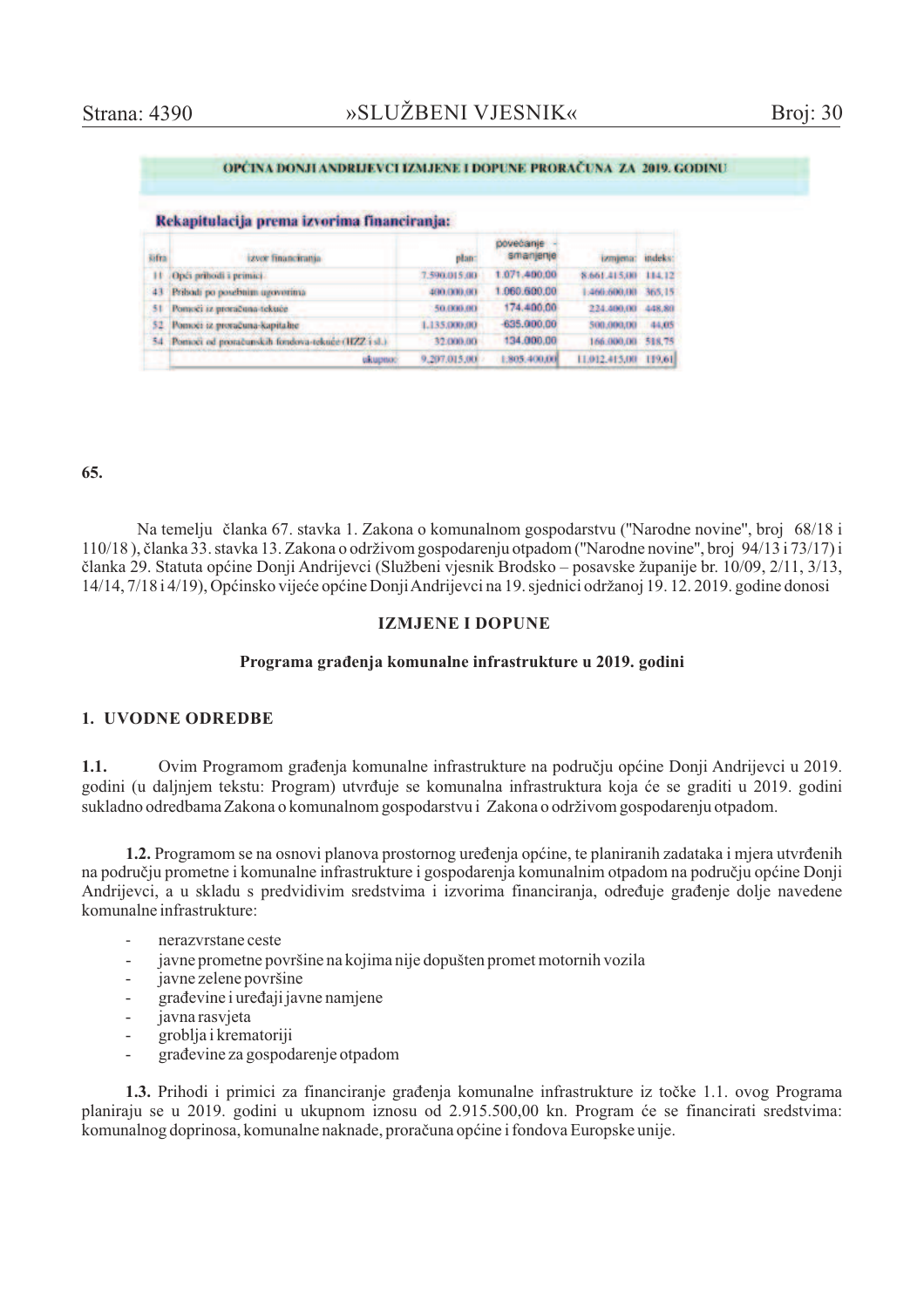## OPĆINA DONJI ANDRIJEVCI IZMJENE I DOPUNE PRORAČUNA ZA 2019. GODINU

### Rekapitulacija prema izvorima financiranja:

| šifra | izvor financiranja | plan: | povećanje - smanjenje | izmjena: | indeks: |
|---|---|---|---|---|---|
| 11 | Opći prihodi i primici | 7.590.015,00 | 1.071.400,00 | 8.661.415,00 | 114,12 |
| 43 | Prihodi po posebnim ugovorima | 400.000,00 | 1.060.600,00 | 1.460.600,00 | 365,15 |
| 51 | Pomoći iz proračuna-tekuće | 50.000,00 | 174.400,00 | 224.400,00 | 448,80 |
| 52 | Pomoći iz proračuna-kapitalne | 1.135.000,00 | -635.000,00 | 500.000,00 | 44,05 |
| 54 | Pomoći od proračunskih fondova-tekuće (HZZ i sl.) | 32.000,00 | 134.000,00 | 166.000,00 | 518,75 |
| | ukupno: | 9.207.015,00 | 1.805.400,00 | 11.012.415,00 | 119,61 |

**65.**

Na temelju članka 67. stavka 1. Zakona o komunalnom gospodarstvu ("Narodne novine", broj 68/18 i 110/18 ), članka 33. stavka 13. Zakona o održivom gospodarenju otpadom ("Narodne novine", broj 94/13 i 73/17) i članka 29. Statuta općine Donji Andrijevci (Službeni vjesnik Brodsko – posavske županije br. 10/09, 2/11, 3/13, 14/14, 7/18 i 4/19), Općinsko vijeće općine Donji Andrijevci na 19. sjednici održanoj 19. 12. 2019. godine donosi

**IZMJENE I DOPUNE**

**Programa građenja komunalne infrastrukture u 2019. godini**

**1. UVODNE ODREDBE**

**1.1.** Ovim Programom građenja komunalne infrastrukture na području općine Donji Andrijevci u 2019. godini (u daljnjem tekstu: Program) utvrđuje se komunalna infrastruktura koja će se graditi u 2019. godini sukladno odredbama Zakona o komunalnom gospodarstvu i Zakona o održivom gospodarenju otpadom.

**1.2.** Programom se na osnovi planova prostornog uređenja općine, te planiranih zadataka i mjera utvrđenih na području prometne i komunalne infrastrukture i gospodarenja komunalnim otpadom na području općine Donji Andrijevci, a u skladu s predvidivim sredstvima i izvorima financiranja, određuje građenje dolje navedene komunalne infrastrukture:

- nerazvrstane ceste
- javne prometne površine na kojima nije dopušten promet motornih vozila
- javne zelene površine
- građevine i uređaji javne namjene
- javna rasvjeta
- groblja i krematoriji
- građevine za gospodarenje otpadom

**1.3.** Prihodi i primici za financiranje građenja komunalne infrastrukture iz točke 1.1. ovog Programa planiraju se u 2019. godini u ukupnom iznosu od 2.915.500,00 kn. Program će se financirati sredstvima: komunalnog doprinosa, komunalne naknade, proračuna općine i fondova Europske unije.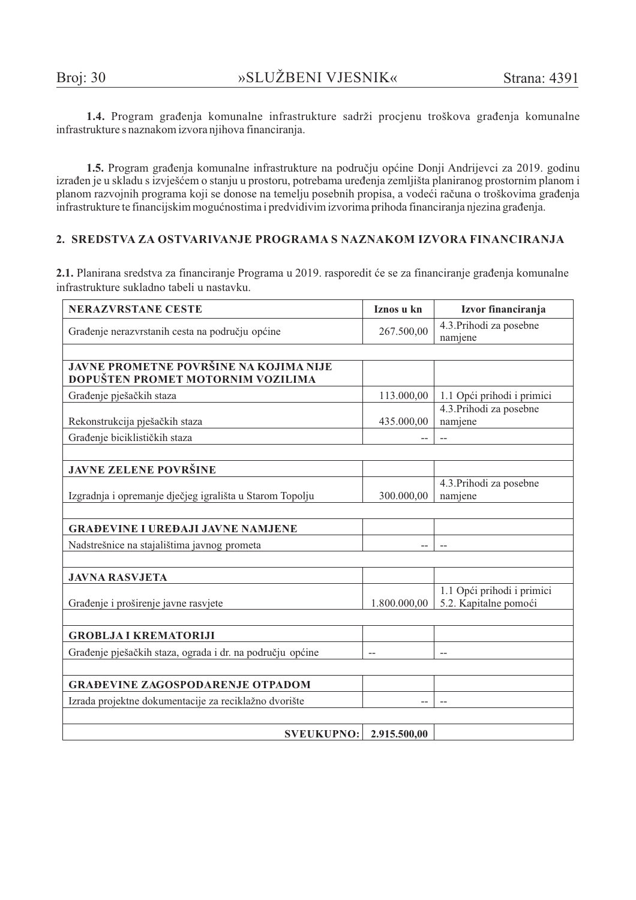**1.4.** Program građenja komunalne infrastrukture sadrži procjenu troškova građenja komunalne infrastrukture s naznakom izvora njihova financiranja.

**1.5.** Program građenja komunalne infrastrukture na području općine Donji Andrijevci za 2019. godinu izrađen je u skladu s izvješćem o stanju u prostoru, potrebama uređenja zemljišta planiranog prostornim planom i planom razvojnih programa koji se donose na temelju posebnih propisa, a vodeći računa o troškovima građenja infrastrukture te financijskim mogućnostima i predvidivim izvorima prihoda financiranja njezina građenja.

## 2. SREDSTVA ZA OSTVARIVANJE PROGRAMA S NAZNAKOM IZVORA FINANCIRANJA

**2.1.** Planirana sredstva za financiranje Programa u 2019. rasporedit će se za financiranje građenja komunalne infrastrukture sukladno tabeli u nastavku.

| NERAZVRSTANE CESTE | Iznos u kn | Izvor financiranja |
|---|---|---|
| Građenje nerazvrstanih cesta na području općine | 267.500,00 | 4.3.Prihodi za posebne namjene |
| | | |
| **JAVNE PROMETNE POVRŠINE NA KOJIMA NIJE DOPUŠTEN PROMET MOTORNIM VOZILIMA** | | |
| Građenje pješačkih staza | 113.000,00 | 1.1 Opći prihodi i primici |
| Rekonstrukcija pješačkih staza | 435.000,00 | 4.3.Prihodi za posebne namjene |
| Građenje biciklističkih staza | -- | -- |
| | | |
| **JAVNE ZELENE POVRŠINE** | | |
| Izgradnja i opremanje dječjeg igrališta u Starom Topolju | 300.000,00 | 4.3.Prihodi za posebne namjene |
| | | |
| **GRAĐEVINE I UREĐAJI JAVNE NAMJENE** | | |
| Nadstrešnice na stajalištima javnog prometa | -- | -- |
| | | |
| **JAVNA RASVJETA** | | |
| Građenje i proširenje javne rasvjete | 1.800.000,00 | 1.1 Opći prihodi i primici<br>5.2. Kapitalne pomoći |
| | | |
| **GROBLJA I KREMATORIJI** | | |
| Građenje pješačkih staza, ograda i dr. na području općine | -- | -- |
| | | |
| **GRAĐEVINE ZAGOSPODARENJE OTPADOM** | | |
| Izrada projektne dokumentacije za reciklažno dvorište | -- | -- |
| | | |
| **SVEUKUPNO:** | **2.915.500,00** | |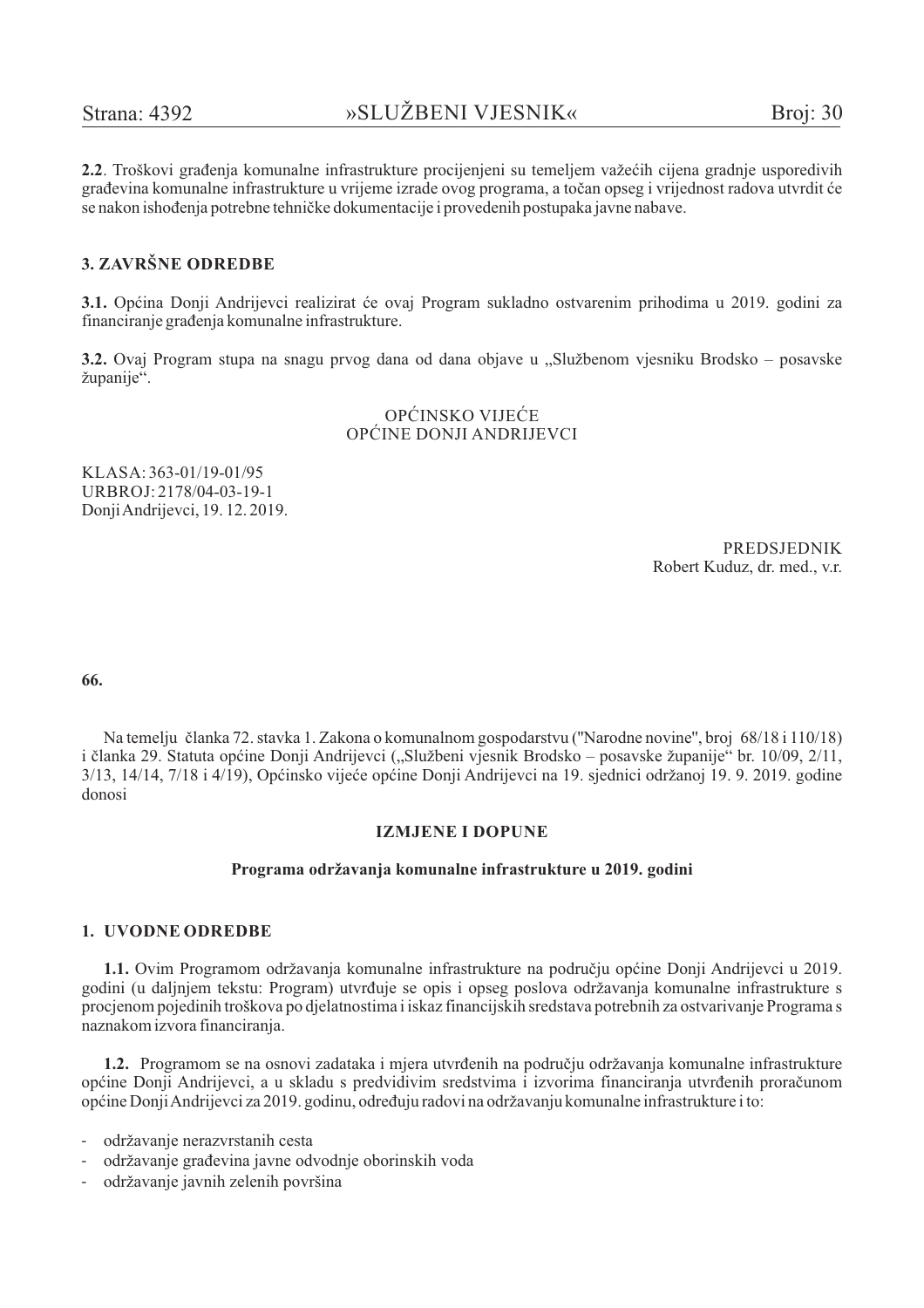**2.2**. Troškovi građenja komunalne infrastrukture procijenjeni su temeljem važećih cijena gradnje usporedivih građevina komunalne infrastrukture u vrijeme izrade ovog programa, a točan opseg i vrijednost radova utvrdit će se nakon ishođenja potrebne tehničke dokumentacije i provedenih postupaka javne nabave.

## 3. ZAVRŠNE ODREDBE

**3.1.** Općina Donji Andrijevci realizirat će ovaj Program sukladno ostvarenim prihodima u 2019. godini za financiranje građenja komunalne infrastrukture.

**3.2.** Ovaj Program stupa na snagu prvog dana od dana objave u „Službenom vjesniku Brodsko – posavske županije".

OPĆINSKO VIJEĆE
OPĆINE DONJI ANDRIJEVCI

KLASA: 363-01/19-01/95
URBROJ: 2178/04-03-19-1
Donji Andrijevci, 19. 12. 2019.

PREDSJEDNIK
Robert Kuduz, dr. med., v.r.

**66.**

Na temelju članka 72. stavka 1. Zakona o komunalnom gospodarstvu ("Narodne novine", broj 68/18 i 110/18) i članka 29. Statuta općine Donji Andrijevci („Službeni vjesnik Brodsko – posavske županije" br. 10/09, 2/11, 3/13, 14/14, 7/18 i 4/19), Općinsko vijeće općine Donji Andrijevci na 19. sjednici održanoj 19. 9. 2019. godine donosi

## IZMJENE I DOPUNE

### Programa održavanja komunalne infrastrukture u 2019. godini

## 1. UVODNE ODREDBE

**1.1.** Ovim Programom održavanja komunalne infrastrukture na području općine Donji Andrijevci u 2019. godini (u daljnjem tekstu: Program) utvrđuje se opis i opseg poslova održavanja komunalne infrastrukture s procjenom pojedinih troškova po djelatnostima i iskaz financijskih sredstava potrebnih za ostvarivanje Programa s naznakom izvora financiranja.

**1.2.** Programom se na osnovi zadataka i mjera utvrđenih na području održavanja komunalne infrastrukture općine Donji Andrijevci, a u skladu s predvidivim sredstvima i izvorima financiranja utvrđenih proračunom općine Donji Andrijevci za 2019. godinu, određuju radovi na održavanju komunalne infrastrukture i to:

- održavanje nerazvrstanih cesta
- održavanje građevina javne odvodnje oborinskih voda
- održavanje javnih zelenih površina